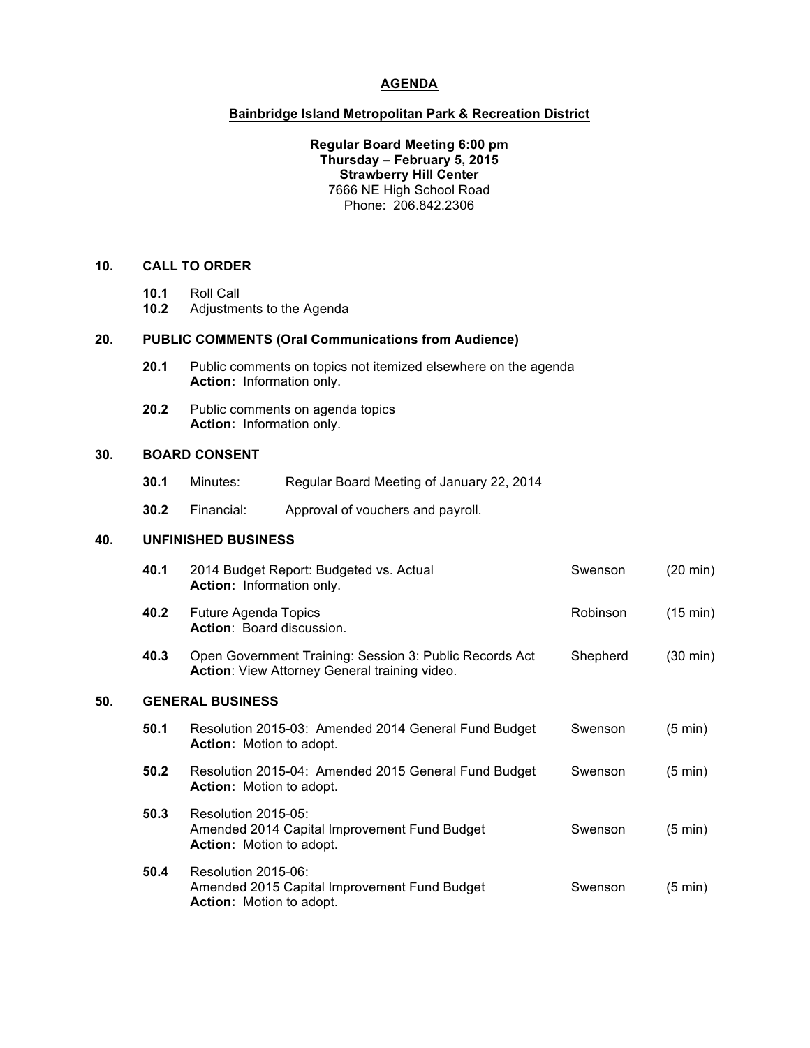# AGENDA

## Bainbridge Island Metropolitan Park & Recreation District

**Regular Board Meeting 6:00 pm**
**Thursday – February 5, 2015**
**Strawberry Hill Center**
7666 NE High School Road
Phone: 206.842.2306

### 10. CALL TO ORDER

**10.1** Roll Call
**10.2** Adjustments to the Agenda

### 20. PUBLIC COMMENTS (Oral Communications from Audience)

**20.1** Public comments on topics not itemized elsewhere on the agenda
**Action:** Information only.

**20.2** Public comments on agenda topics
**Action:** Information only.

### 30. BOARD CONSENT

**30.1** Minutes: Regular Board Meeting of January 22, 2014

**30.2** Financial: Approval of vouchers and payroll.

### 40. UNFINISHED BUSINESS

| | Item | Presenter | Time |
|---|---|---|---|
| **40.1** | 2014 Budget Report: Budgeted vs. Actual<br>**Action:** Information only. | Swenson | (20 min) |
| **40.2** | Future Agenda Topics<br>**Action**: Board discussion. | Robinson | (15 min) |
| **40.3** | Open Government Training: Session 3: Public Records Act<br>**Action**: View Attorney General training video. | Shepherd | (30 min) |

### 50. GENERAL BUSINESS

| | Item | Presenter | Time |
|---|---|---|---|
| **50.1** | Resolution 2015-03: Amended 2014 General Fund Budget<br>**Action:** Motion to adopt. | Swenson | (5 min) |
| **50.2** | Resolution 2015-04: Amended 2015 General Fund Budget<br>**Action:** Motion to adopt. | Swenson | (5 min) |
| **50.3** | Resolution 2015-05:<br>Amended 2014 Capital Improvement Fund Budget<br>**Action:** Motion to adopt. | Swenson | (5 min) |
| **50.4** | Resolution 2015-06:<br>Amended 2015 Capital Improvement Fund Budget<br>**Action:** Motion to adopt. | Swenson | (5 min) |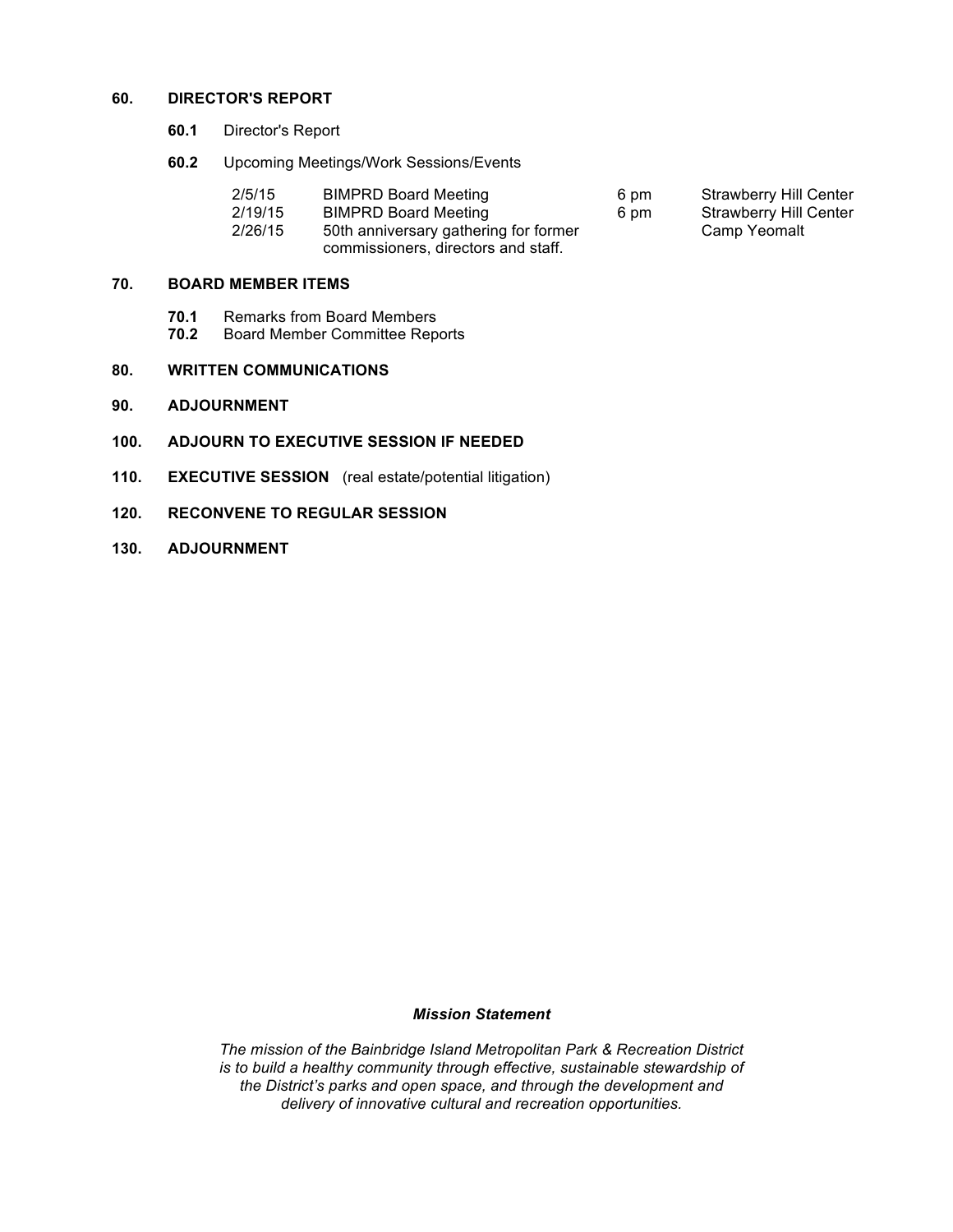**60. DIRECTOR'S REPORT**

**60.1** Director's Report

**60.2** Upcoming Meetings/Work Sessions/Events

| | | | |
|---|---|---|---|
| 2/5/15 | BIMPRD Board Meeting | 6 pm | Strawberry Hill Center |
| 2/19/15 | BIMPRD Board Meeting | 6 pm | Strawberry Hill Center |
| 2/26/15 | 50th anniversary gathering for former commissioners, directors and staff. | | Camp Yeomalt |

**70. BOARD MEMBER ITEMS**

**70.1** Remarks from Board Members
**70.2** Board Member Committee Reports

**80. WRITTEN COMMUNICATIONS**

**90. ADJOURNMENT**

**100. ADJOURN TO EXECUTIVE SESSION IF NEEDED**

**110. EXECUTIVE SESSION** (real estate/potential litigation)

**120. RECONVENE TO REGULAR SESSION**

**130. ADJOURNMENT**

***Mission Statement***

*The mission of the Bainbridge Island Metropolitan Park & Recreation District is to build a healthy community through effective, sustainable stewardship of the District's parks and open space, and through the development and delivery of innovative cultural and recreation opportunities.*